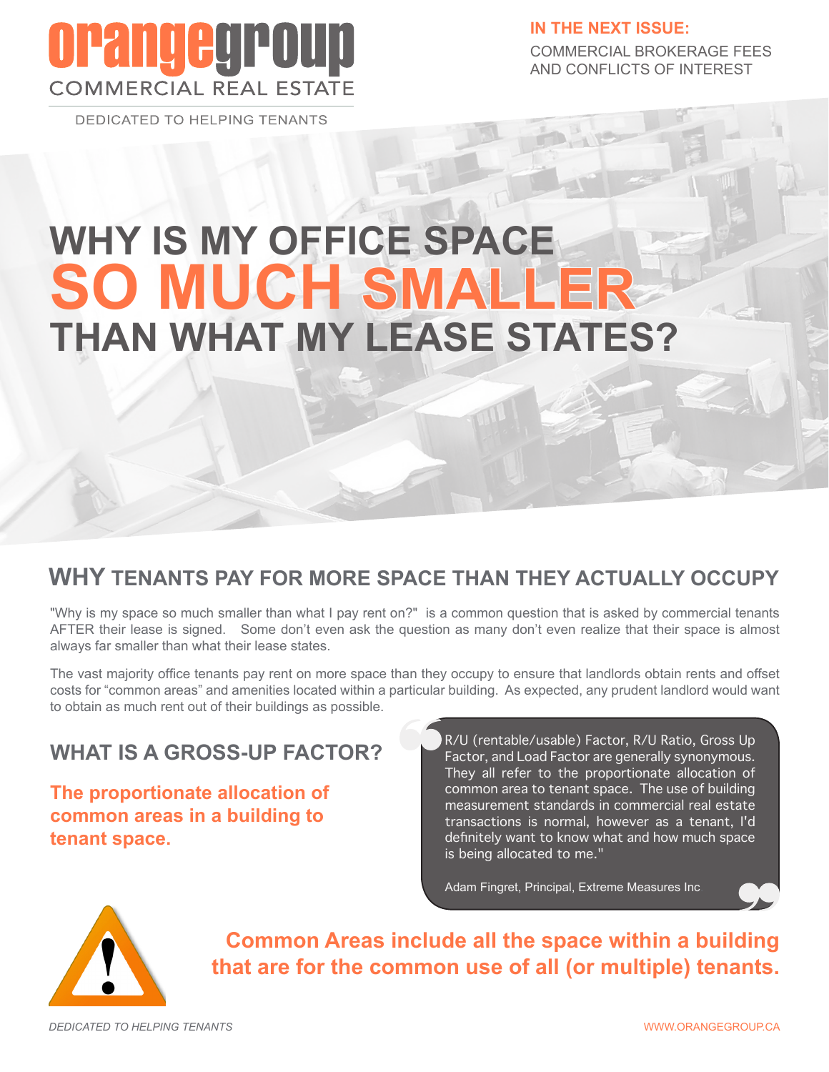# orangegroup COMMERCIAL REAL ESTATE

DEDICATED TO HELPING TENANTS

**IN THE NEXT ISSUE:**
COMMERCIAL BROKERAGE FEES AND CONFLICTS OF INTEREST

# WHY IS MY OFFICE SPACE SO MUCH SMALLER THAN WHAT MY LEASE STATES?

## WHY TENANTS PAY FOR MORE SPACE THAN THEY ACTUALLY OCCUPY

"Why is my space so much smaller than what I pay rent on?" is a common question that is asked by commercial tenants AFTER their lease is signed. Some don't even ask the question as many don't even realize that their space is almost always far smaller than what their lease states.

The vast majority office tenants pay rent on more space than they occupy to ensure that landlords obtain rents and offset costs for "common areas" and amenities located within a particular building. As expected, any prudent landlord would want to obtain as much rent out of their buildings as possible.

## WHAT IS A GROSS-UP FACTOR?

**The proportionate allocation of common areas in a building to tenant space.**

> R/U (rentable/usable) Factor, R/U Ratio, Gross Up Factor, and Load Factor are generally synonymous. They all refer to the proportionate allocation of common area to tenant space. The use of building measurement standards in commercial real estate transactions is normal, however as a tenant, I'd definitely want to know what and how much space is being allocated to me."
>
> Adam Fingret, Principal, Extreme Measures Inc

**Common Areas include all the space within a building that are for the common use of all (or multiple) tenants.**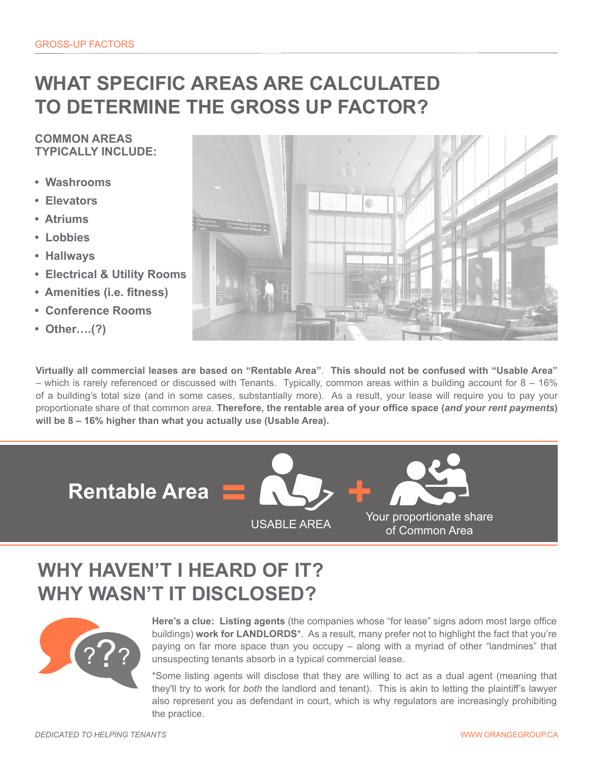GROSS-UP FACTORS

# WHAT SPECIFIC AREAS ARE CALCULATED TO DETERMINE THE GROSS UP FACTOR?

**COMMON AREAS TYPICALLY INCLUDE:**

- **Washrooms**
- **Elevators**
- **Atriums**
- **Lobbies**
- **Hallways**
- **Electrical & Utility Rooms**
- **Amenities (i.e. fitness)**
- **Conference Rooms**
- **Other….(?)**

**Virtually all commercial leases are based on "Rentable Area". This should not be confused with "Usable Area"** – which is rarely referenced or discussed with Tenants. Typically, common areas within a building account for 8 – 16% of a building's total size (and in some cases, substantially more). As a result, your lease will require you to pay your proportionate share of that common area. **Therefore, the rentable area of your office space (*and your rent payments*) will be 8 – 16% higher than what you actually use (Usable Area).**

**Rentable Area** = USABLE AREA + Your proportionate share of Common Area

# WHY HAVEN'T I HEARD OF IT? WHY WASN'T IT DISCLOSED?

**Here's a clue: Listing agents** (the companies whose "for lease" signs adorn most large office buildings) **work for LANDLORDS***. As a result, many prefer not to highlight the fact that you're paying on far more space than you occupy – along with a myriad of other "landmines" that unsuspecting tenants absorb in a typical commercial lease.

*Some listing agents will disclose that they are willing to act as a dual agent (meaning that they'll try to work for *both* the landlord and tenant). This is akin to letting the plaintiff's lawyer also represent you as defendant in court, which is why regulators are increasingly prohibiting the practice.

*DEDICATED TO HELPING TENANTS*

WWW.ORANGEGROUP.CA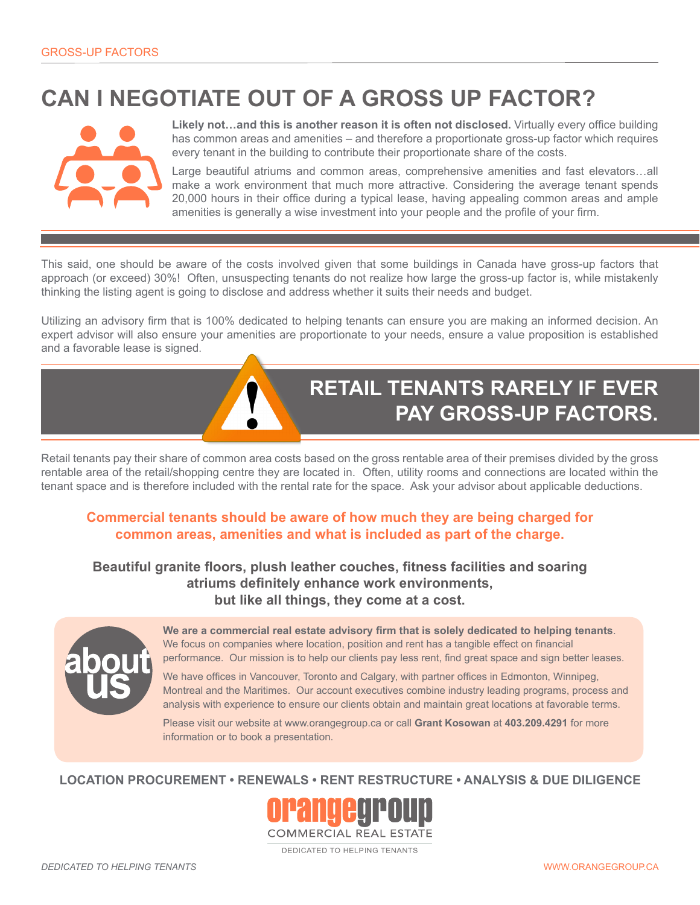# CAN I NEGOTIATE OUT OF A GROSS UP FACTOR?

**Likely not…and this is another reason it is often not disclosed.** Virtually every office building has common areas and amenities – and therefore a proportionate gross-up factor which requires every tenant in the building to contribute their proportionate share of the costs.

Large beautiful atriums and common areas, comprehensive amenities and fast elevators…all make a work environment that much more attractive. Considering the average tenant spends 20,000 hours in their office during a typical lease, having appealing common areas and ample amenities is generally a wise investment into your people and the profile of your firm.

This said, one should be aware of the costs involved given that some buildings in Canada have gross-up factors that approach (or exceed) 30%! Often, unsuspecting tenants do not realize how large the gross-up factor is, while mistakenly thinking the listing agent is going to disclose and address whether it suits their needs and budget.

Utilizing an advisory firm that is 100% dedicated to helping tenants can ensure you are making an informed decision. An expert advisor will also ensure your amenities are proportionate to your needs, ensure a value proposition is established and a favorable lease is signed.

## RETAIL TENANTS RARELY IF EVER PAY GROSS-UP FACTORS.

Retail tenants pay their share of common area costs based on the gross rentable area of their premises divided by the gross rentable area of the retail/shopping centre they are located in. Often, utility rooms and connections are located within the tenant space and is therefore included with the rental rate for the space. Ask your advisor about applicable deductions.

**Commercial tenants should be aware of how much they are being charged for common areas, amenities and what is included as part of the charge.**

**Beautiful granite floors, plush leather couches, fitness facilities and soaring atriums definitely enhance work environments, but like all things, they come at a cost.**

## about us

**We are a commercial real estate advisory firm that is solely dedicated to helping tenants**. We focus on companies where location, position and rent has a tangible effect on financial performance. Our mission is to help our clients pay less rent, find great space and sign better leases.

We have offices in Vancouver, Toronto and Calgary, with partner offices in Edmonton, Winnipeg, Montreal and the Maritimes. Our account executives combine industry leading programs, process and analysis with experience to ensure our clients obtain and maintain great locations at favorable terms.

Please visit our website at www.orangegroup.ca or call **Grant Kosowan** at **403.209.4291** for more information or to book a presentation.

**LOCATION PROCUREMENT • RENEWALS • RENT RESTRUCTURE • ANALYSIS & DUE DILIGENCE**

orangegroup
COMMERCIAL REAL ESTATE
DEDICATED TO HELPING TENANTS